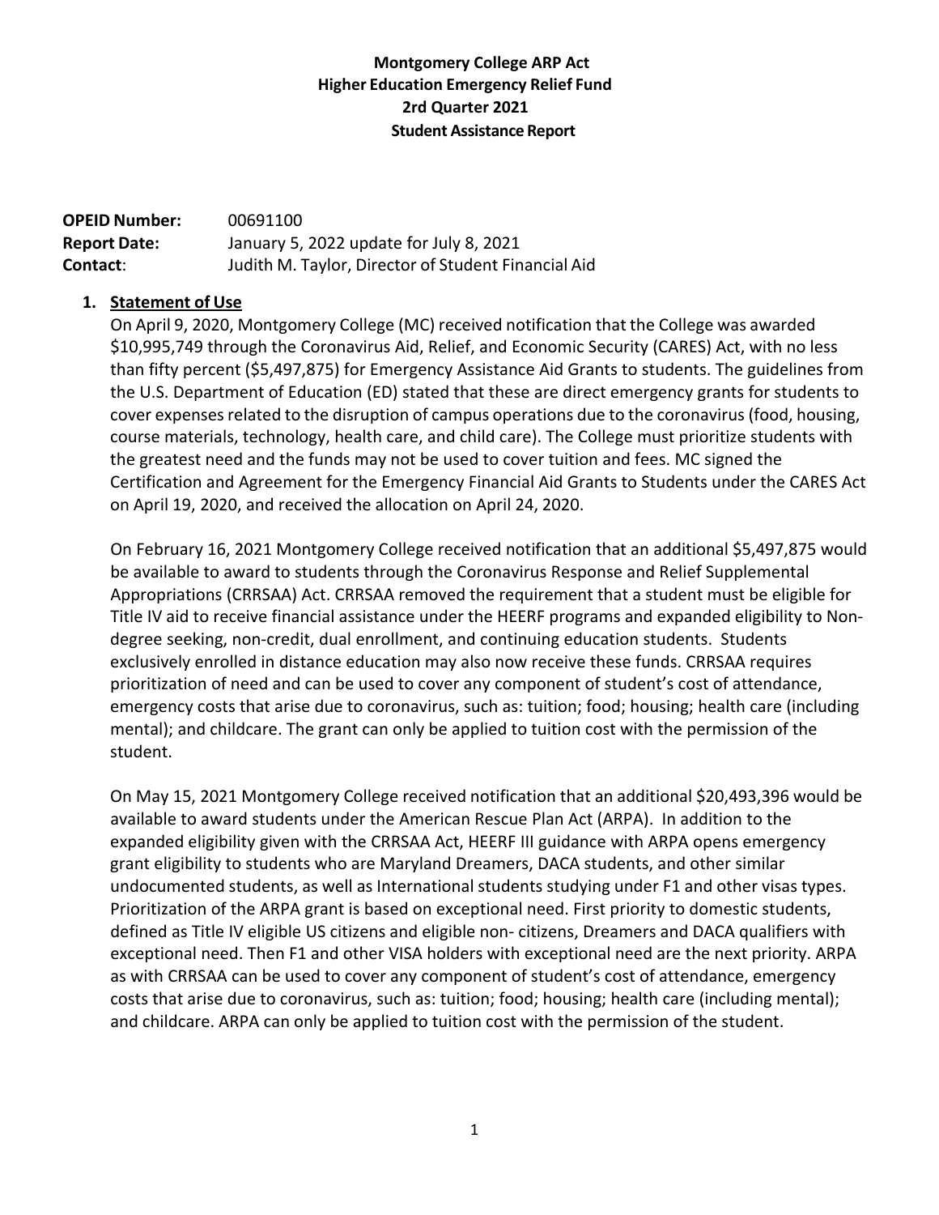**Montgomery College ARP Act**
**Higher Education Emergency Relief Fund**
**2rd Quarter 2021**
**Student Assistance Report**

**OPEID Number:** 00691100
**Report Date:** January 5, 2022 update for July 8, 2021
**Contact**: Judith M. Taylor, Director of Student Financial Aid

1. **Statement of Use**

On April 9, 2020, Montgomery College (MC) received notification that the College was awarded $10,995,749 through the Coronavirus Aid, Relief, and Economic Security (CARES) Act, with no less than fifty percent ($5,497,875) for Emergency Assistance Aid Grants to students. The guidelines from the U.S. Department of Education (ED) stated that these are direct emergency grants for students to cover expenses related to the disruption of campus operations due to the coronavirus (food, housing, course materials, technology, health care, and child care). The College must prioritize students with the greatest need and the funds may not be used to cover tuition and fees. MC signed the Certification and Agreement for the Emergency Financial Aid Grants to Students under the CARES Act on April 19, 2020, and received the allocation on April 24, 2020.

On February 16, 2021 Montgomery College received notification that an additional $5,497,875 would be available to award to students through the Coronavirus Response and Relief Supplemental Appropriations (CRRSAA) Act. CRRSAA removed the requirement that a student must be eligible for Title IV aid to receive financial assistance under the HEERF programs and expanded eligibility to Non-degree seeking, non-credit, dual enrollment, and continuing education students. Students exclusively enrolled in distance education may also now receive these funds. CRRSAA requires prioritization of need and can be used to cover any component of student's cost of attendance, emergency costs that arise due to coronavirus, such as: tuition; food; housing; health care (including mental); and childcare. The grant can only be applied to tuition cost with the permission of the student.

On May 15, 2021 Montgomery College received notification that an additional $20,493,396 would be available to award students under the American Rescue Plan Act (ARPA). In addition to the expanded eligibility given with the CRRSAA Act, HEERF III guidance with ARPA opens emergency grant eligibility to students who are Maryland Dreamers, DACA students, and other similar undocumented students, as well as International students studying under F1 and other visas types. Prioritization of the ARPA grant is based on exceptional need. First priority to domestic students, defined as Title IV eligible US citizens and eligible non- citizens, Dreamers and DACA qualifiers with exceptional need. Then F1 and other VISA holders with exceptional need are the next priority. ARPA as with CRRSAA can be used to cover any component of student's cost of attendance, emergency costs that arise due to coronavirus, such as: tuition; food; housing; health care (including mental); and childcare. ARPA can only be applied to tuition cost with the permission of the student.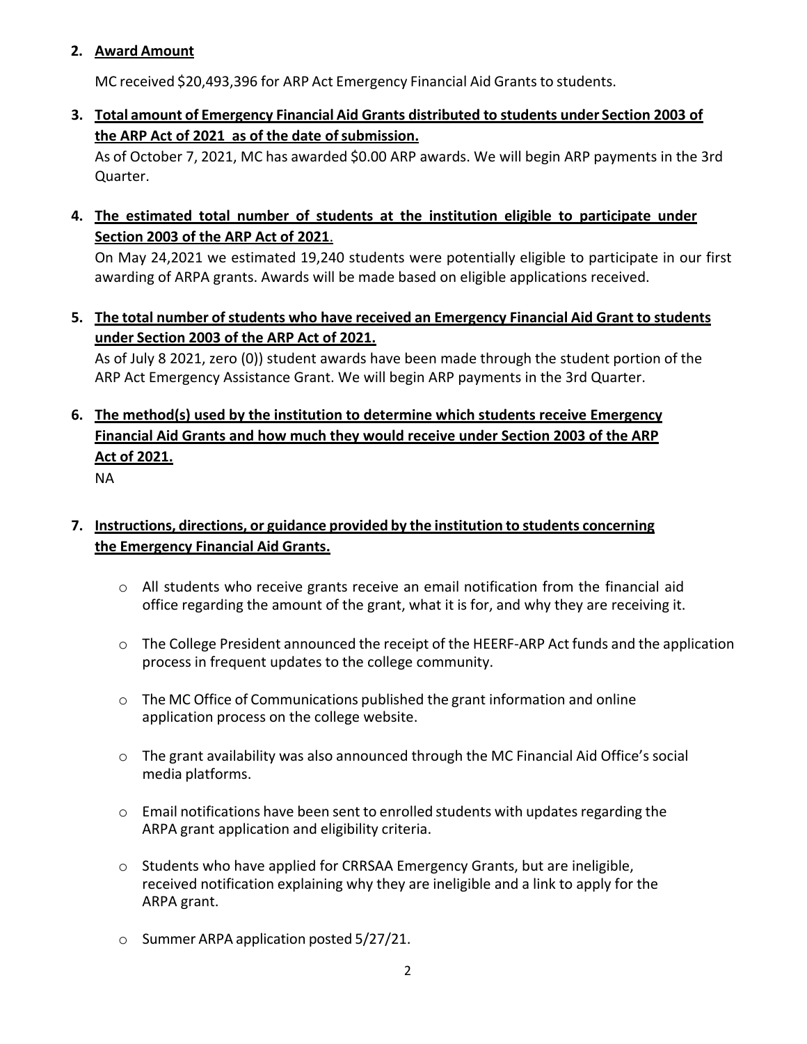2. **Award Amount**

   MC received $20,493,396 for ARP Act Emergency Financial Aid Grants to students.

3. **Total amount of Emergency Financial Aid Grants distributed to students under Section 2003 of the ARP Act of 2021 as of the date of submission.**

   As of October 7, 2021, MC has awarded $0.00 ARP awards. We will begin ARP payments in the 3rd Quarter.

4. **The estimated total number of students at the institution eligible to participate under Section 2003 of the ARP Act of 2021.**

   On May 24,2021 we estimated 19,240 students were potentially eligible to participate in our first awarding of ARPA grants. Awards will be made based on eligible applications received.

5. **The total number of students who have received an Emergency Financial Aid Grant to students under Section 2003 of the ARP Act of 2021.**

   As of July 8 2021, zero (0)) student awards have been made through the student portion of the ARP Act Emergency Assistance Grant. We will begin ARP payments in the 3rd Quarter.

6. **The method(s) used by the institution to determine which students receive Emergency Financial Aid Grants and how much they would receive under Section 2003 of the ARP Act of 2021.**

   NA

7. **Instructions, directions, or guidance provided by the institution to students concerning the Emergency Financial Aid Grants.**

   - All students who receive grants receive an email notification from the financial aid office regarding the amount of the grant, what it is for, and why they are receiving it.
   - The College President announced the receipt of the HEERF-ARP Act funds and the application process in frequent updates to the college community.
   - The MC Office of Communications published the grant information and online application process on the college website.
   - The grant availability was also announced through the MC Financial Aid Office's social media platforms.
   - Email notifications have been sent to enrolled students with updates regarding the ARPA grant application and eligibility criteria.
   - Students who have applied for CRRSAA Emergency Grants, but are ineligible, received notification explaining why they are ineligible and a link to apply for the ARPA grant.
   - Summer ARPA application posted 5/27/21.